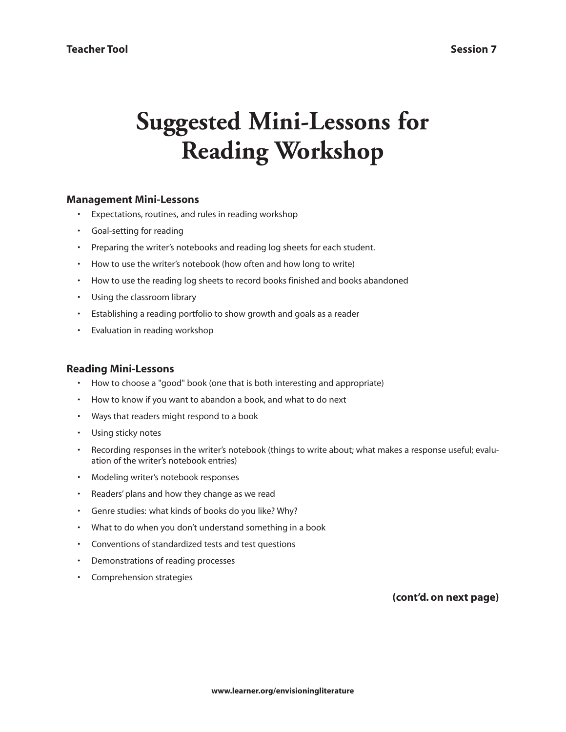# Suggested Mini-Lessons for Reading Workshop

### Management Mini-Lessons

- Expectations, routines, and rules in reading workshop
- Goal-setting for reading
- Preparing the writer's notebooks and reading log sheets for each student.
- How to use the writer's notebook (how often and how long to write)
- How to use the reading log sheets to record books finished and books abandoned
- Using the classroom library
- Establishing a reading portfolio to show growth and goals as a reader
- Evaluation in reading workshop

### Reading Mini-Lessons

- How to choose a "good" book (one that is both interesting and appropriate)
- How to know if you want to abandon a book, and what to do next
- Ways that readers might respond to a book
- Using sticky notes
- Recording responses in the writer's notebook (things to write about; what makes a response useful; evaluation of the writer's notebook entries)
- Modeling writer's notebook responses
- Readers' plans and how they change as we read
- Genre studies: what kinds of books do you like? Why?
- What to do when you don't understand something in a book
- Conventions of standardized tests and test questions
- Demonstrations of reading processes
- Comprehension strategies

**(cont'd. on next page)**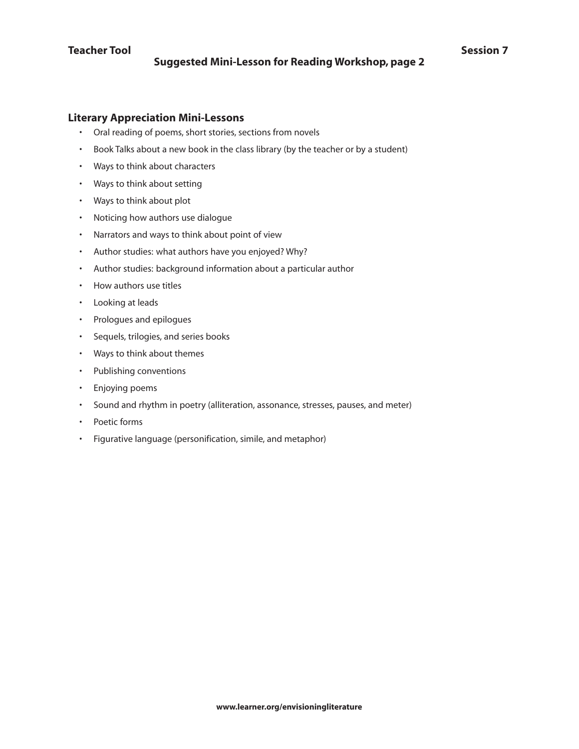Teacher Tool

Session 7

## Suggested Mini-Lesson for Reading Workshop, page 2

### Literary Appreciation Mini-Lessons

- Oral reading of poems, short stories, sections from novels
- Book Talks about a new book in the class library (by the teacher or by a student)
- Ways to think about characters
- Ways to think about setting
- Ways to think about plot
- Noticing how authors use dialogue
- Narrators and ways to think about point of view
- Author studies: what authors have you enjoyed? Why?
- Author studies: background information about a particular author
- How authors use titles
- Looking at leads
- Prologues and epilogues
- Sequels, trilogies, and series books
- Ways to think about themes
- Publishing conventions
- Enjoying poems
- Sound and rhythm in poetry (alliteration, assonance, stresses, pauses, and meter)
- Poetic forms
- Figurative language (personification, simile, and metaphor)

www.learner.org/envisioningliterature